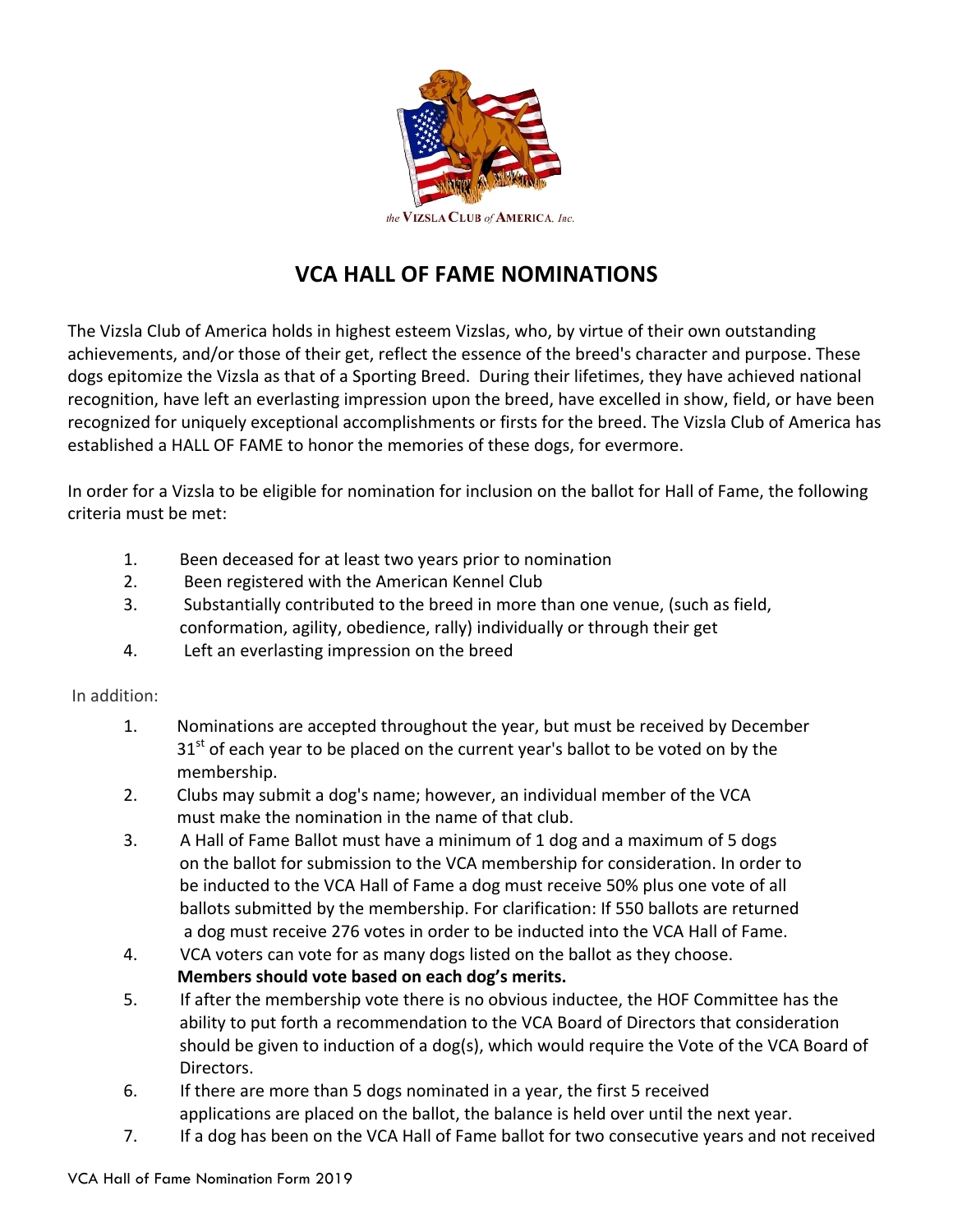the VIZSLA CLUB of AMERICA, Inc.

# VCA HALL OF FAME NOMINATIONS

The Vizsla Club of America holds in highest esteem Vizslas, who, by virtue of their own outstanding achievements, and/or those of their get, reflect the essence of the breed's character and purpose. These dogs epitomize the Vizsla as that of a Sporting Breed. During their lifetimes, they have achieved national recognition, have left an everlasting impression upon the breed, have excelled in show, field, or have been recognized for uniquely exceptional accomplishments or firsts for the breed. The Vizsla Club of America has established a HALL OF FAME to honor the memories of these dogs, for evermore.

In order for a Vizsla to be eligible for nomination for inclusion on the ballot for Hall of Fame, the following criteria must be met:

1. Been deceased for at least two years prior to nomination
2. Been registered with the American Kennel Club
3. Substantially contributed to the breed in more than one venue, (such as field, conformation, agility, obedience, rally) individually or through their get
4. Left an everlasting impression on the breed

In addition:

1. Nominations are accepted throughout the year, but must be received by December 31st of each year to be placed on the current year's ballot to be voted on by the membership.
2. Clubs may submit a dog's name; however, an individual member of the VCA must make the nomination in the name of that club.
3. A Hall of Fame Ballot must have a minimum of 1 dog and a maximum of 5 dogs on the ballot for submission to the VCA membership for consideration. In order to be inducted to the VCA Hall of Fame a dog must receive 50% plus one vote of all ballots submitted by the membership. For clarification: If 550 ballots are returned a dog must receive 276 votes in order to be inducted into the VCA Hall of Fame.
4. VCA voters can vote for as many dogs listed on the ballot as they choose. **Members should vote based on each dog's merits.**
5. If after the membership vote there is no obvious inductee, the HOF Committee has the ability to put forth a recommendation to the VCA Board of Directors that consideration should be given to induction of a dog(s), which would require the Vote of the VCA Board of Directors.
6. If there are more than 5 dogs nominated in a year, the first 5 received applications are placed on the ballot, the balance is held over until the next year.
7. If a dog has been on the VCA Hall of Fame ballot for two consecutive years and not received

VCA Hall of Fame Nomination Form 2019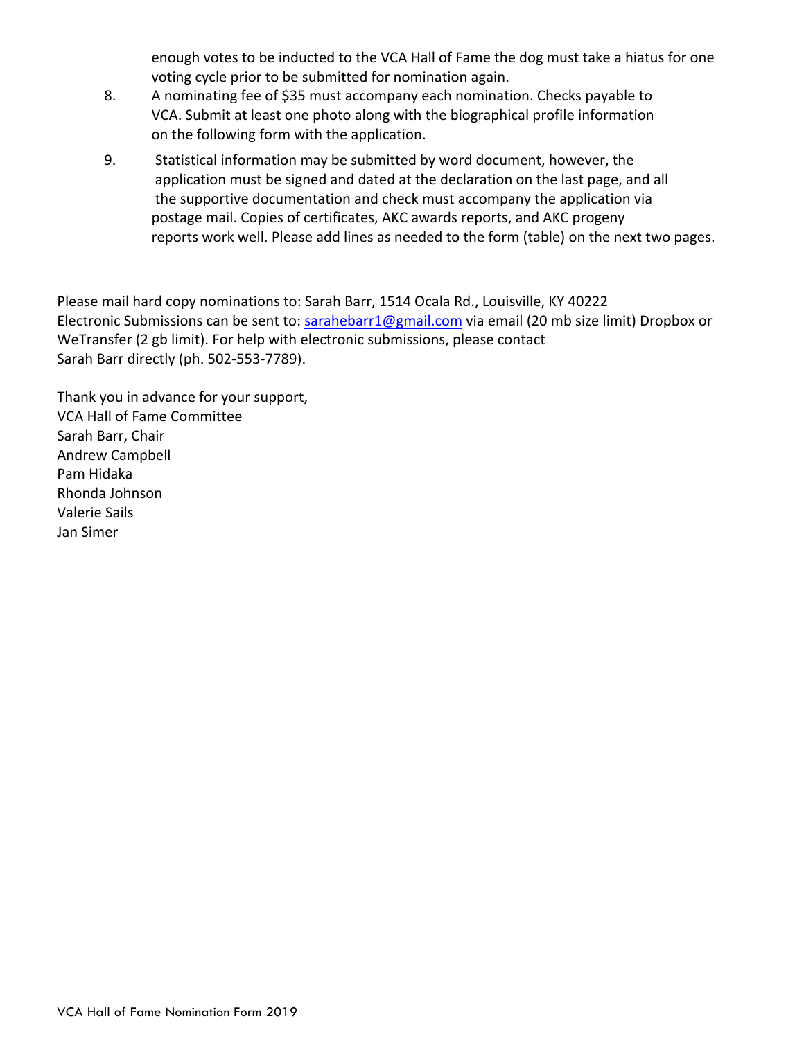enough votes to be inducted to the VCA Hall of Fame the dog must take a hiatus for one voting cycle prior to be submitted for nomination again.

8. A nominating fee of $35 must accompany each nomination. Checks payable to VCA. Submit at least one photo along with the biographical profile information on the following form with the application.

9. Statistical information may be submitted by word document, however, the application must be signed and dated at the declaration on the last page, and all the supportive documentation and check must accompany the application via postage mail. Copies of certificates, AKC awards reports, and AKC progeny reports work well. Please add lines as needed to the form (table) on the next two pages.

Please mail hard copy nominations to: Sarah Barr, 1514 Ocala Rd., Louisville, KY 40222
Electronic Submissions can be sent to: sarahebarr1@gmail.com via email (20 mb size limit) Dropbox or WeTransfer (2 gb limit). For help with electronic submissions, please contact Sarah Barr directly (ph. 502-553-7789).

Thank you in advance for your support,
VCA Hall of Fame Committee
Sarah Barr, Chair
Andrew Campbell
Pam Hidaka
Rhonda Johnson
Valerie Sails
Jan Simer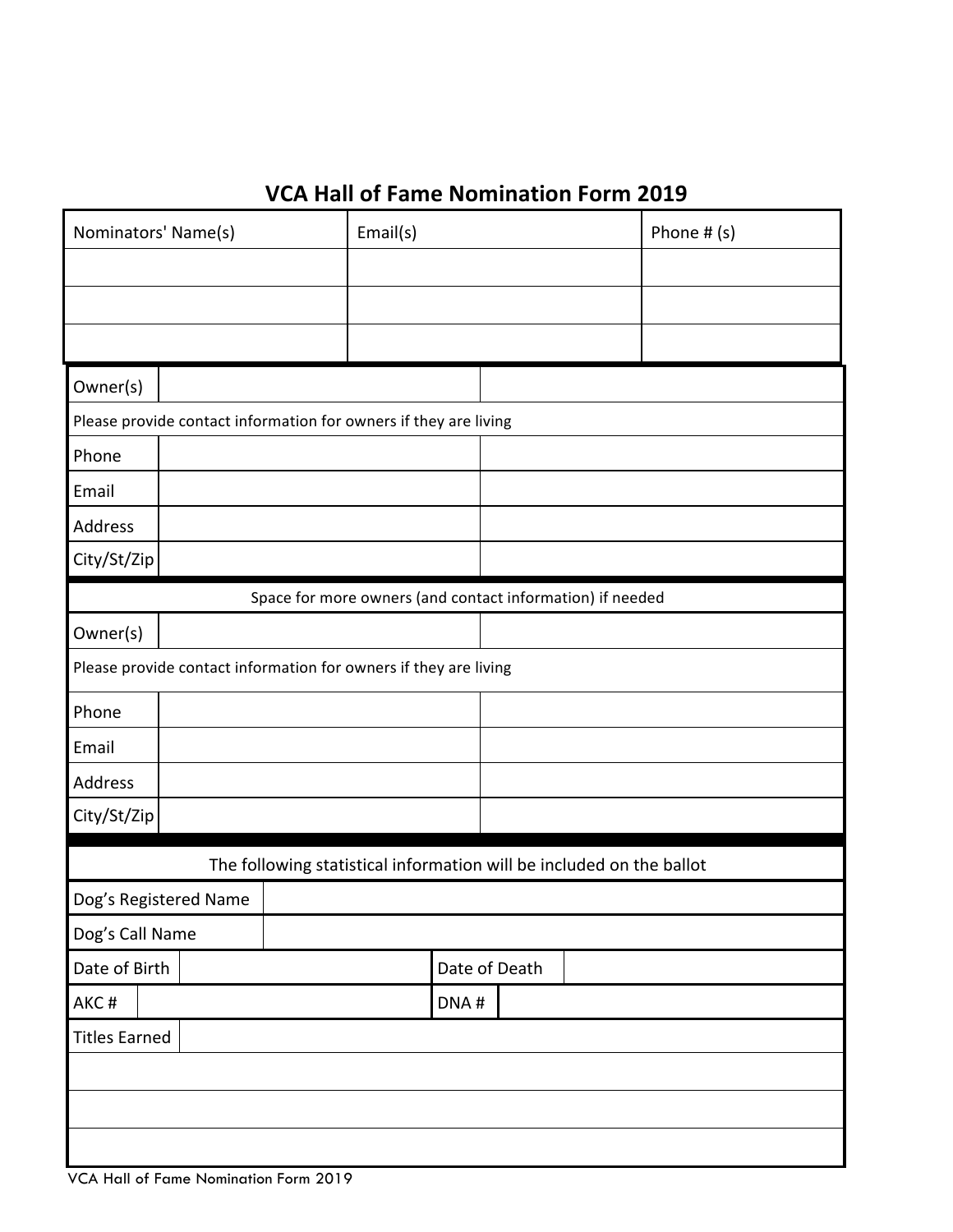# VCA Hall of Fame Nomination Form 2019

| Nominators' Name(s) | Email(s) | Phone # (s) |
| --- | --- | --- |
| | | |
| | | |
| | | |

| Owner(s) | | |
| --- | --- | --- |
| Please provide contact information for owners if they are living | | |
| Phone | | |
| Email | | |
| Address | | |
| City/St/Zip | | |

| Space for more owners (and contact information) if needed | | |
| --- | --- | --- |
| Owner(s) | | |
| Please provide contact information for owners if they are living | | |
| Phone | | |
| Email | | |
| Address | | |
| City/St/Zip | | |

| The following statistical information will be included on the ballot | | | |
| --- | --- | --- | --- |
| Dog's Registered Name | | | |
| Dog's Call Name | | | |
| Date of Birth | | Date of Death | |
| AKC # | | DNA # | |
| Titles Earned | | | |
| | | | |
| | | | |
| | | | |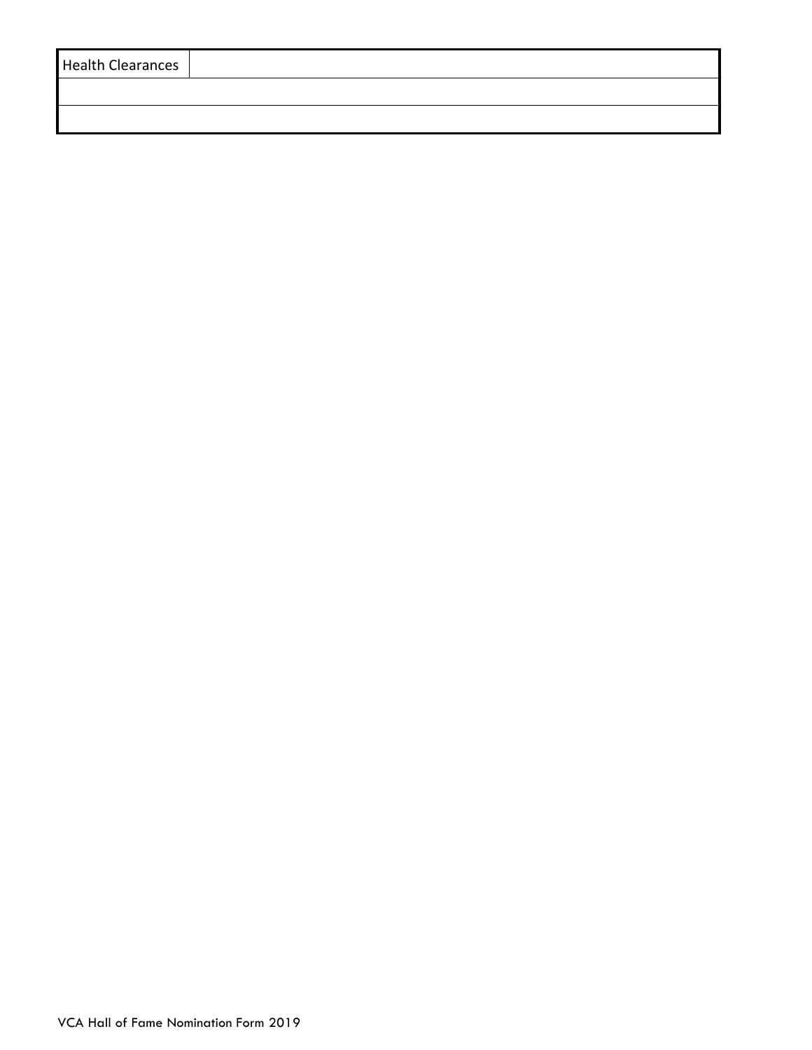| Health Clearances | |
|---|---|
| | |
| | |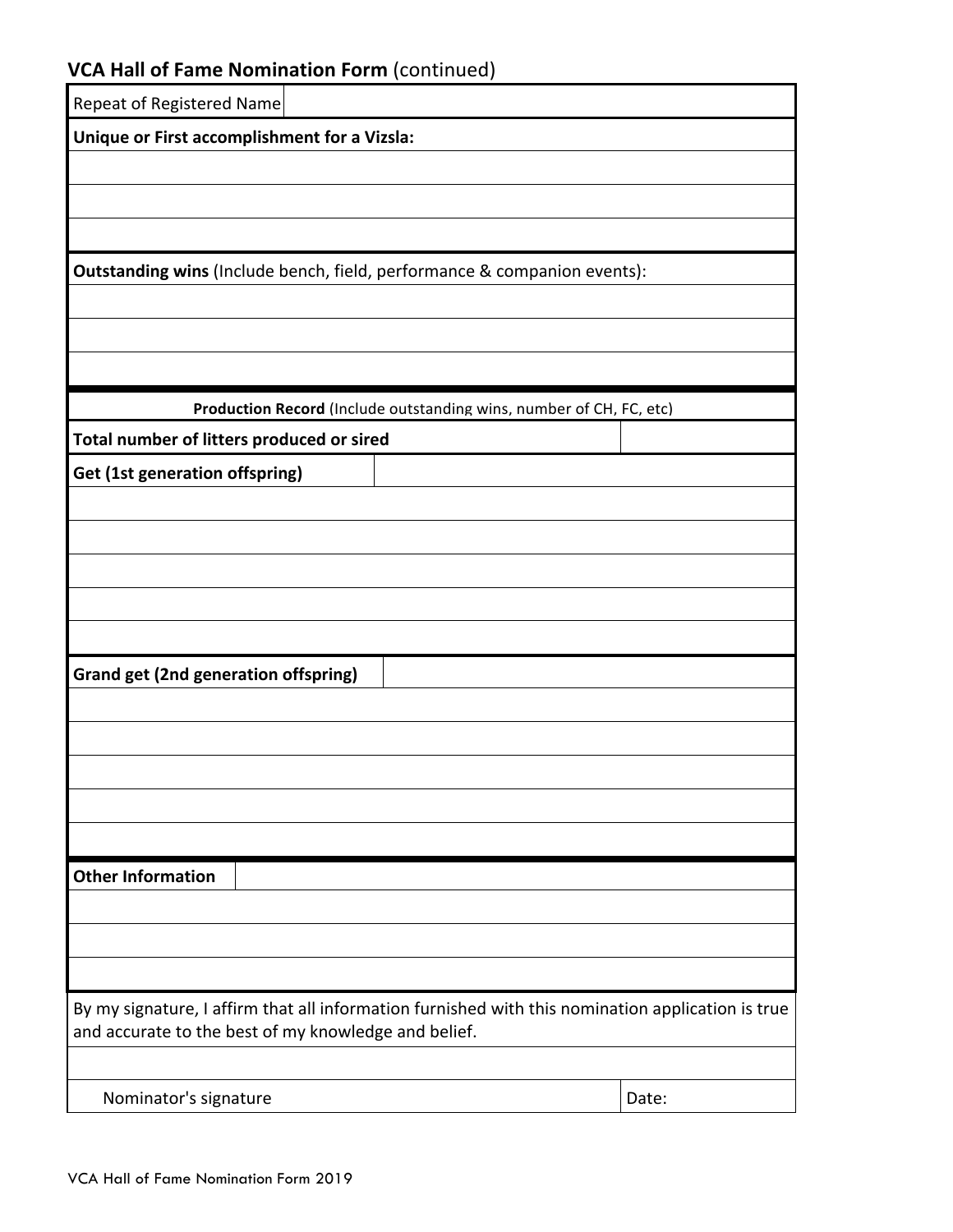## VCA Hall of Fame Nomination Form (continued)

| | |
|---|---|
| Repeat of Registered Name | |

**Unique or First accomplishment for a Vizsla:**

| |
|---|
| |
| |
| |

**Outstanding wins** (Include bench, field, performance & companion events):

| |
|---|
| |
| |
| |

**Production Record** (Include outstanding wins, number of CH, FC, etc)

| | |
|---|---|
| **Total number of litters produced or sired** | |
| **Get (1st generation offspring)** | |
| | |
| | |
| | |
| | |
| | |
| **Grand get (2nd generation offspring)** | |
| | |
| | |
| | |
| | |
| | |
| **Other Information** | |
| | |
| | |
| | |

By my signature, I affirm that all information furnished with this nomination application is true and accurate to the best of my knowledge and belief.

| | |
|---|---|
| | |
| Nominator's signature | Date: |